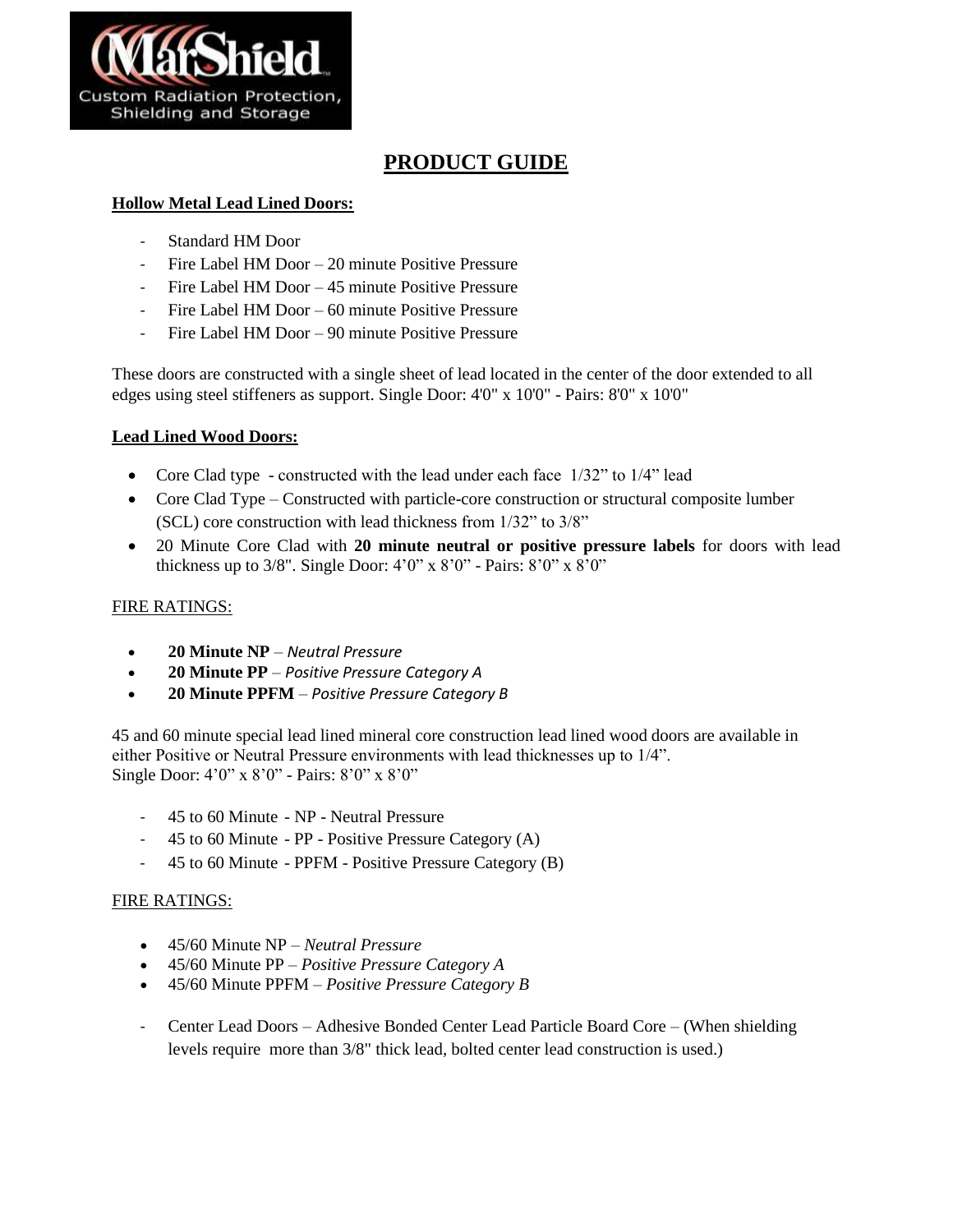MarShield
Custom Radiation Protection, Shielding and Storage

# PRODUCT GUIDE

## Hollow Metal Lead Lined Doors:

- Standard HM Door
- Fire Label HM Door – 20 minute Positive Pressure
- Fire Label HM Door – 45 minute Positive Pressure
- Fire Label HM Door – 60 minute Positive Pressure
- Fire Label HM Door – 90 minute Positive Pressure

These doors are constructed with a single sheet of lead located in the center of the door extended to all edges using steel stiffeners as support. Single Door: 4'0" x 10'0" - Pairs: 8'0" x 10'0"

## Lead Lined Wood Doors:

- Core Clad type - constructed with the lead under each face 1/32" to 1/4" lead
- Core Clad Type – Constructed with particle-core construction or structural composite lumber (SCL) core construction with lead thickness from 1/32" to 3/8"
- 20 Minute Core Clad with **20 minute neutral or positive pressure labels** for doors with lead thickness up to 3/8". Single Door: 4'0" x 8'0" - Pairs: 8'0" x 8'0"

FIRE RATINGS:

- **20 Minute NP** – *Neutral Pressure*
- **20 Minute PP** – *Positive Pressure Category A*
- **20 Minute PPFM** – *Positive Pressure Category B*

45 and 60 minute special lead lined mineral core construction lead lined wood doors are available in either Positive or Neutral Pressure environments with lead thicknesses up to 1/4".
Single Door: 4'0" x 8'0" - Pairs: 8'0" x 8'0"

- 45 to 60 Minute - NP - Neutral Pressure
- 45 to 60 Minute - PP - Positive Pressure Category (A)
- 45 to 60 Minute - PPFM - Positive Pressure Category (B)

FIRE RATINGS:

- 45/60 Minute NP – *Neutral Pressure*
- 45/60 Minute PP – *Positive Pressure Category A*
- 45/60 Minute PPFM – *Positive Pressure Category B*

- Center Lead Doors – Adhesive Bonded Center Lead Particle Board Core – (When shielding levels require more than 3/8" thick lead, bolted center lead construction is used.)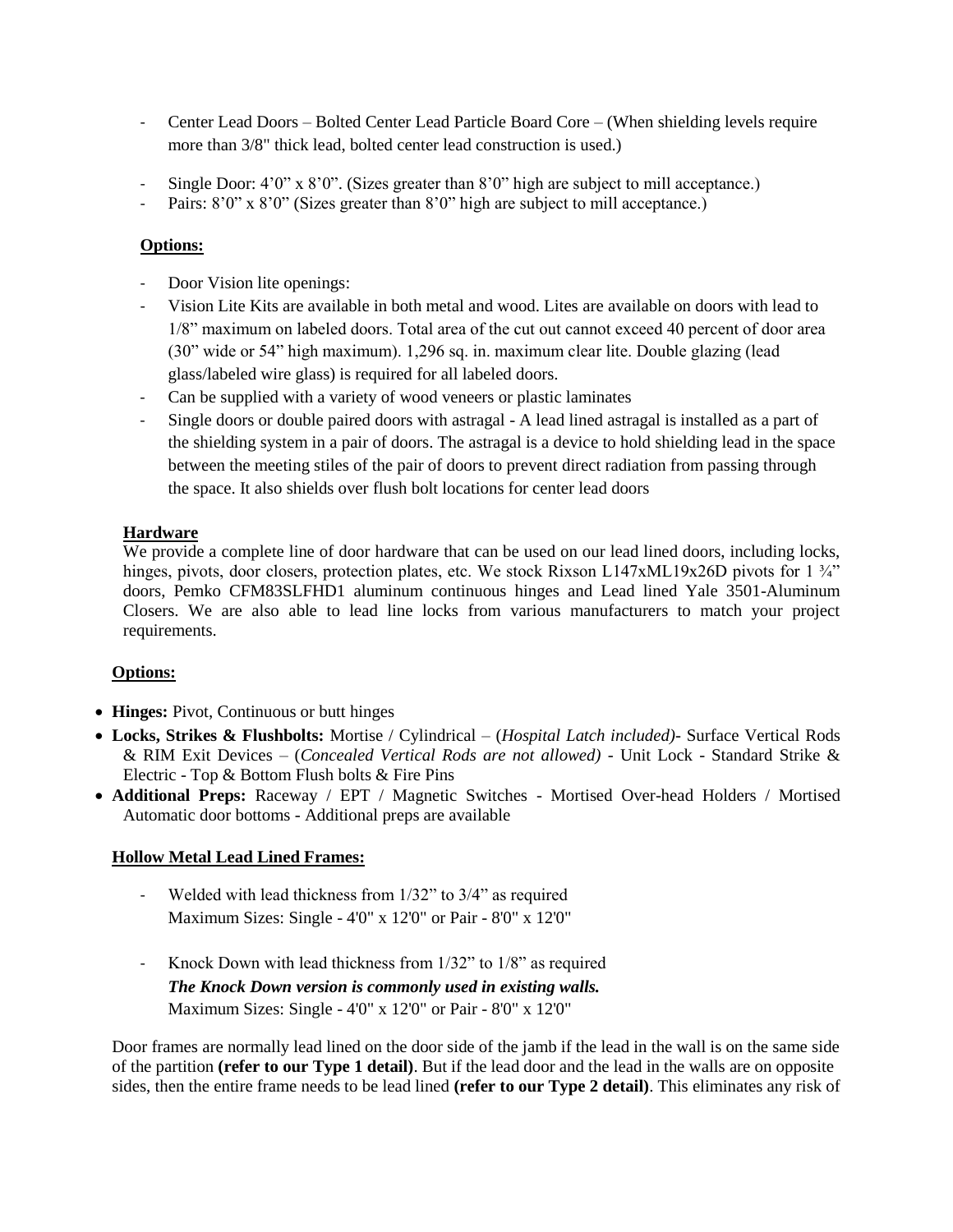- Center Lead Doors – Bolted Center Lead Particle Board Core – (When shielding levels require more than 3/8" thick lead, bolted center lead construction is used.)

- Single Door: 4'0" x 8'0". (Sizes greater than 8'0" high are subject to mill acceptance.)
- Pairs: 8'0" x 8'0" (Sizes greater than 8'0" high are subject to mill acceptance.)

**Options:**

- Door Vision lite openings:
- Vision Lite Kits are available in both metal and wood. Lites are available on doors with lead to 1/8" maximum on labeled doors. Total area of the cut out cannot exceed 40 percent of door area (30" wide or 54" high maximum). 1,296 sq. in. maximum clear lite. Double glazing (lead glass/labeled wire glass) is required for all labeled doors.
- Can be supplied with a variety of wood veneers or plastic laminates
- Single doors or double paired doors with astragal - A lead lined astragal is installed as a part of the shielding system in a pair of doors. The astragal is a device to hold shielding lead in the space between the meeting stiles of the pair of doors to prevent direct radiation from passing through the space. It also shields over flush bolt locations for center lead doors

**Hardware**

We provide a complete line of door hardware that can be used on our lead lined doors, including locks, hinges, pivots, door closers, protection plates, etc. We stock Rixson L147xML19x26D pivots for 1 ¾" doors, Pemko CFM83SLFHD1 aluminum continuous hinges and Lead lined Yale 3501-Aluminum Closers. We are also able to lead line locks from various manufacturers to match your project requirements.

**Options:**

- **Hinges:** Pivot, Continuous or butt hinges
- **Locks, Strikes & Flushbolts:** Mortise / Cylindrical – (*Hospital Latch included)*- Surface Vertical Rods & RIM Exit Devices – (*Concealed Vertical Rods are not allowed)* - Unit Lock - Standard Strike & Electric - Top & Bottom Flush bolts & Fire Pins
- **Additional Preps:** Raceway / EPT / Magnetic Switches - Mortised Over-head Holders / Mortised Automatic door bottoms - Additional preps are available

**Hollow Metal Lead Lined Frames:**

- Welded with lead thickness from 1/32" to 3/4" as required
  Maximum Sizes: Single - 4'0" x 12'0" or Pair - 8'0" x 12'0"

- Knock Down with lead thickness from 1/32" to 1/8" as required
  ***The Knock Down version is commonly used in existing walls.***
  Maximum Sizes: Single - 4'0" x 12'0" or Pair - 8'0" x 12'0"

Door frames are normally lead lined on the door side of the jamb if the lead in the wall is on the same side of the partition **(refer to our Type 1 detail)**. But if the lead door and the lead in the walls are on opposite sides, then the entire frame needs to be lead lined **(refer to our Type 2 detail)**. This eliminates any risk of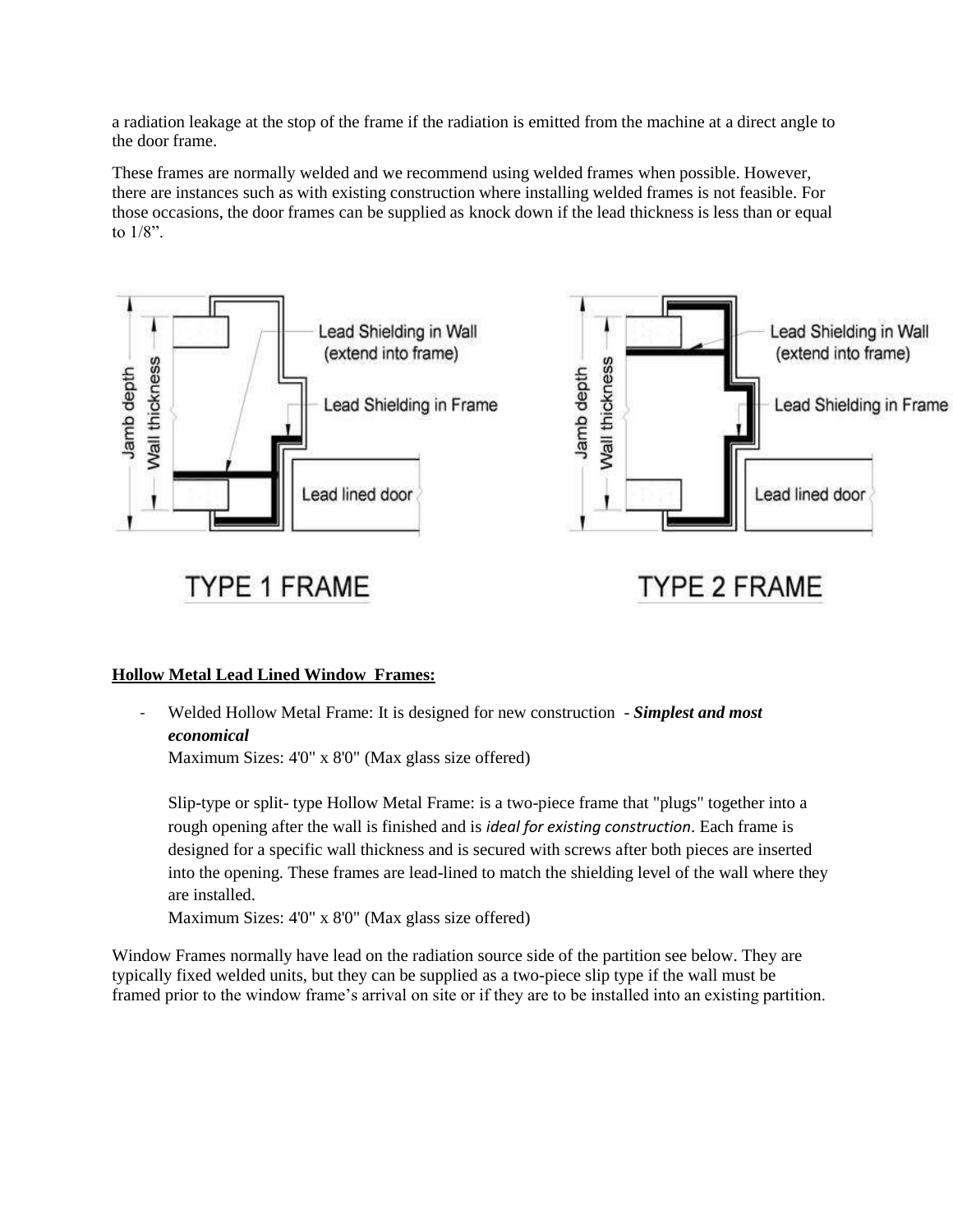a radiation leakage at the stop of the frame if the radiation is emitted from the machine at a direct angle to the door frame.

These frames are normally welded and we recommend using welded frames when possible. However, there are instances such as with existing construction where installing welded frames is not feasible. For those occasions, the door frames can be supplied as knock down if the lead thickness is less than or equal to 1/8".

TYPE 1 FRAME

TYPE 2 FRAME

**Hollow Metal Lead Lined Window Frames:**

- Welded Hollow Metal Frame: It is designed for new construction - ***Simplest and most economical***

  Maximum Sizes: 4'0" x 8'0" (Max glass size offered)

  Slip-type or split- type Hollow Metal Frame: is a two-piece frame that "plugs" together into a rough opening after the wall is finished and is *ideal for existing construction*. Each frame is designed for a specific wall thickness and is secured with screws after both pieces are inserted into the opening. These frames are lead-lined to match the shielding level of the wall where they are installed.

  Maximum Sizes: 4'0" x 8'0" (Max glass size offered)

Window Frames normally have lead on the radiation source side of the partition see below. They are typically fixed welded units, but they can be supplied as a two-piece slip type if the wall must be framed prior to the window frame's arrival on site or if they are to be installed into an existing partition.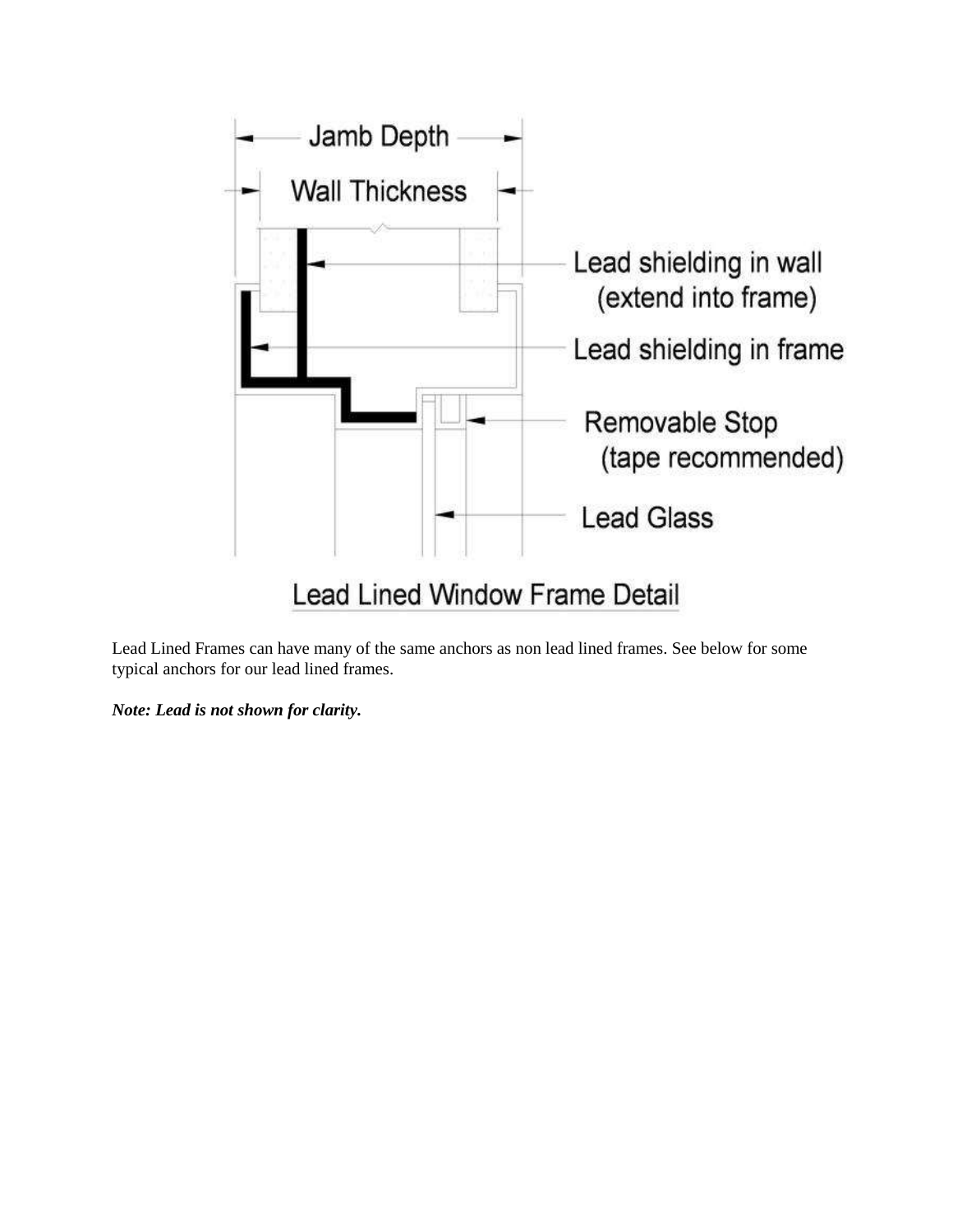Jamb Depth

Wall Thickness

Lead shielding in wall (extend into frame)

Lead shielding in frame

Removable Stop (tape recommended)

Lead Glass

Lead Lined Window Frame Detail

Lead Lined Frames can have many of the same anchors as non lead lined frames. See below for some typical anchors for our lead lined frames.

***Note: Lead is not shown for clarity.***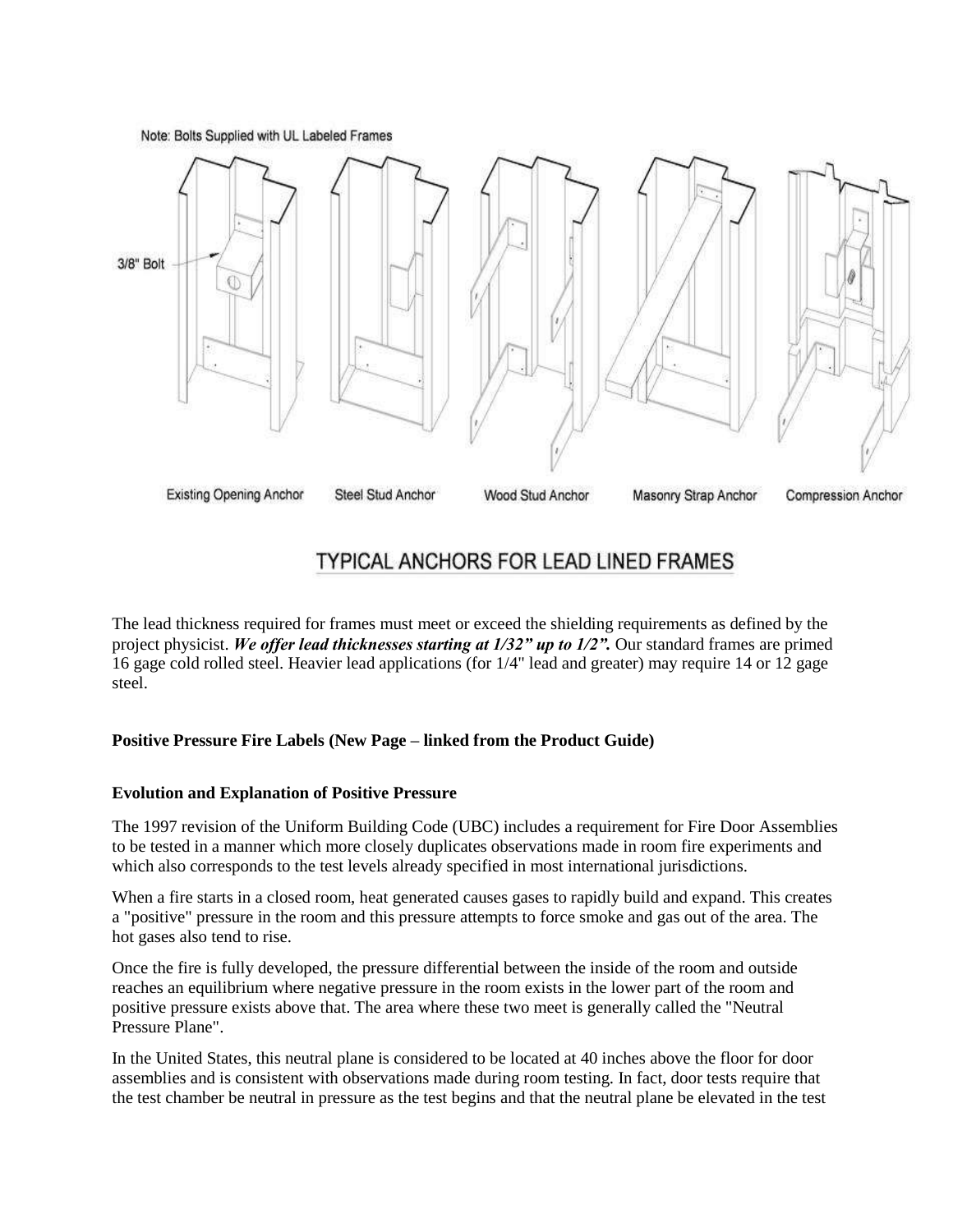Note: Bolts Supplied with UL Labeled Frames

3/8" Bolt

Existing Opening Anchor | Steel Stud Anchor | Wood Stud Anchor | Masonry Strap Anchor | Compression Anchor

## TYPICAL ANCHORS FOR LEAD LINED FRAMES

The lead thickness required for frames must meet or exceed the shielding requirements as defined by the project physicist. ***We offer lead thicknesses starting at 1/32" up to 1/2".*** Our standard frames are primed 16 gage cold rolled steel. Heavier lead applications (for 1/4" lead and greater) may require 14 or 12 gage steel.

**Positive Pressure Fire Labels (New Page – linked from the Product Guide)**

**Evolution and Explanation of Positive Pressure**

The 1997 revision of the Uniform Building Code (UBC) includes a requirement for Fire Door Assemblies to be tested in a manner which more closely duplicates observations made in room fire experiments and which also corresponds to the test levels already specified in most international jurisdictions.

When a fire starts in a closed room, heat generated causes gases to rapidly build and expand. This creates a "positive" pressure in the room and this pressure attempts to force smoke and gas out of the area. The hot gases also tend to rise.

Once the fire is fully developed, the pressure differential between the inside of the room and outside reaches an equilibrium where negative pressure in the room exists in the lower part of the room and positive pressure exists above that. The area where these two meet is generally called the "Neutral Pressure Plane".

In the United States, this neutral plane is considered to be located at 40 inches above the floor for door assemblies and is consistent with observations made during room testing. In fact, door tests require that the test chamber be neutral in pressure as the test begins and that the neutral plane be elevated in the test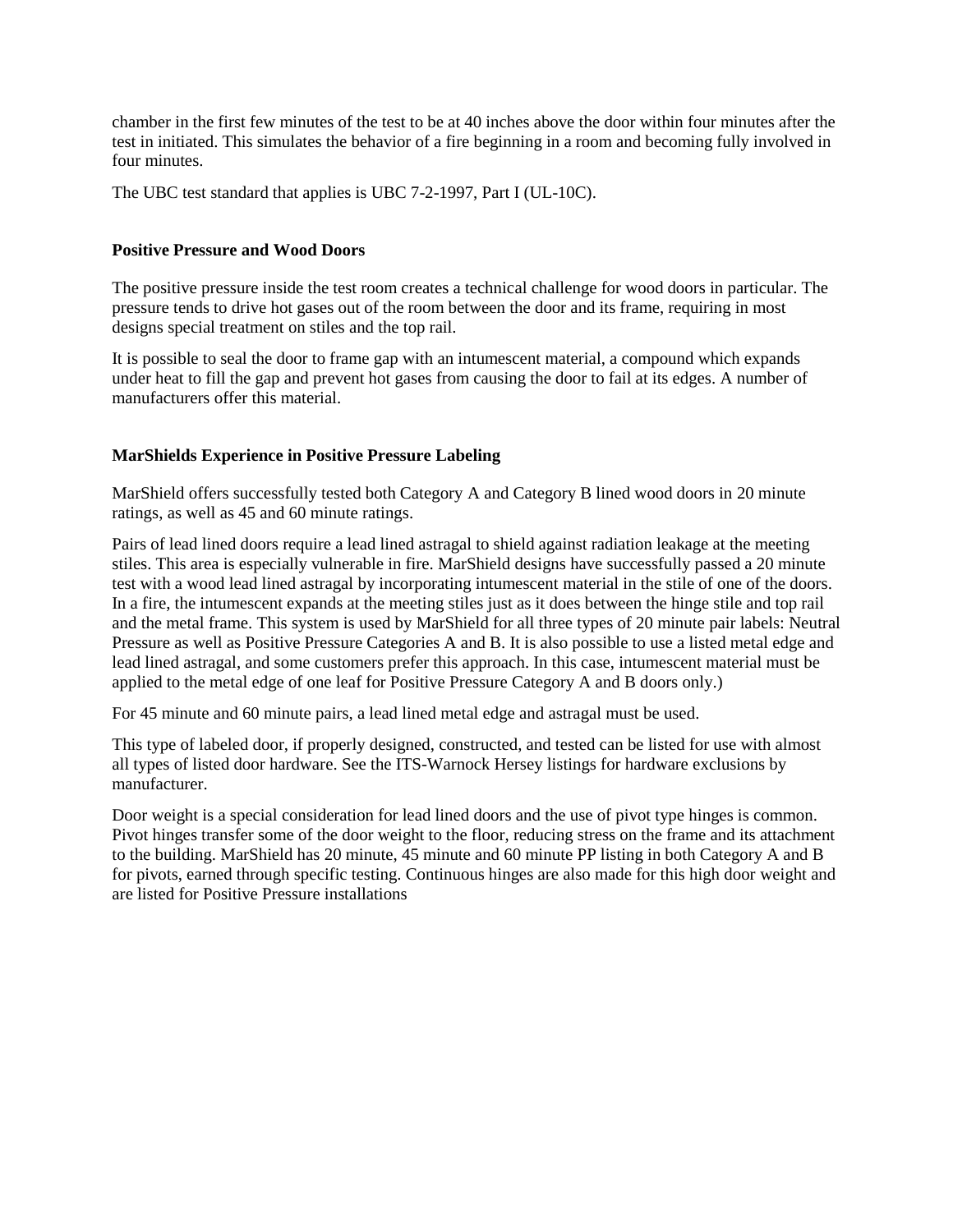chamber in the first few minutes of the test to be at 40 inches above the door within four minutes after the test in initiated. This simulates the behavior of a fire beginning in a room and becoming fully involved in four minutes.

The UBC test standard that applies is UBC 7-2-1997, Part I (UL-10C).

**Positive Pressure and Wood Doors**

The positive pressure inside the test room creates a technical challenge for wood doors in particular. The pressure tends to drive hot gases out of the room between the door and its frame, requiring in most designs special treatment on stiles and the top rail.

It is possible to seal the door to frame gap with an intumescent material, a compound which expands under heat to fill the gap and prevent hot gases from causing the door to fail at its edges. A number of manufacturers offer this material.

**MarShields Experience in Positive Pressure Labeling**

MarShield offers successfully tested both Category A and Category B lined wood doors in 20 minute ratings, as well as 45 and 60 minute ratings.

Pairs of lead lined doors require a lead lined astragal to shield against radiation leakage at the meeting stiles. This area is especially vulnerable in fire. MarShield designs have successfully passed a 20 minute test with a wood lead lined astragal by incorporating intumescent material in the stile of one of the doors. In a fire, the intumescent expands at the meeting stiles just as it does between the hinge stile and top rail and the metal frame. This system is used by MarShield for all three types of 20 minute pair labels: Neutral Pressure as well as Positive Pressure Categories A and B. It is also possible to use a listed metal edge and lead lined astragal, and some customers prefer this approach. In this case, intumescent material must be applied to the metal edge of one leaf for Positive Pressure Category A and B doors only.)

For 45 minute and 60 minute pairs, a lead lined metal edge and astragal must be used.

This type of labeled door, if properly designed, constructed, and tested can be listed for use with almost all types of listed door hardware. See the ITS-Warnock Hersey listings for hardware exclusions by manufacturer.

Door weight is a special consideration for lead lined doors and the use of pivot type hinges is common. Pivot hinges transfer some of the door weight to the floor, reducing stress on the frame and its attachment to the building. MarShield has 20 minute, 45 minute and 60 minute PP listing in both Category A and B for pivots, earned through specific testing. Continuous hinges are also made for this high door weight and are listed for Positive Pressure installations